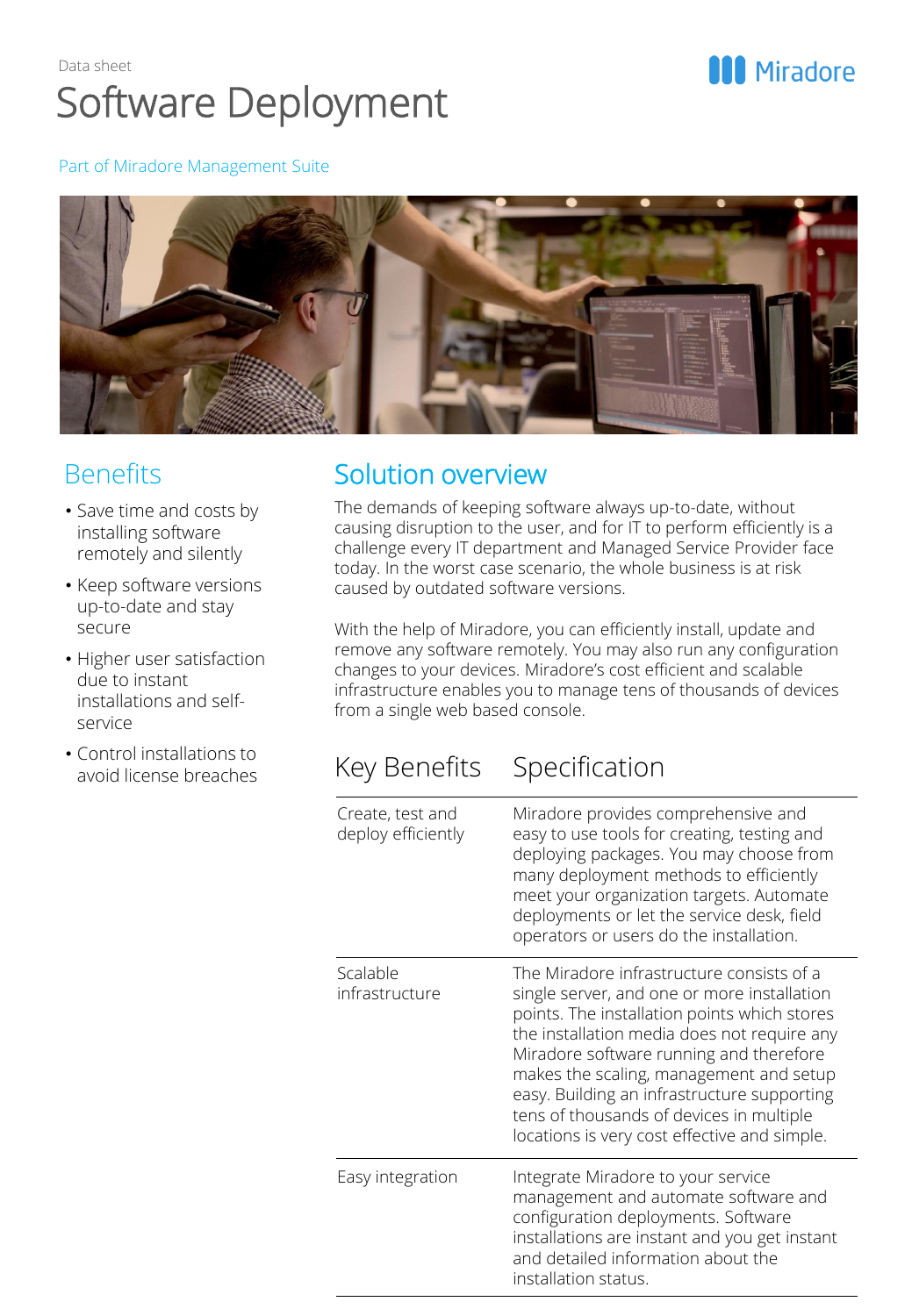Data sheet

# Software Deployment

Part of Miradore Management Suite

## Benefits

- Save time and costs by installing software remotely and silently
- Keep software versions up-to-date and stay secure
- Higher user satisfaction due to instant installations and self-service
- Control installations to avoid license breaches

## Solution overview

The demands of keeping software always up-to-date, without causing disruption to the user, and for IT to perform efficiently is a challenge every IT department and Managed Service Provider face today. In the worst case scenario, the whole business is at risk caused by outdated software versions.

With the help of Miradore, you can efficiently install, update and remove any software remotely. You may also run any configuration changes to your devices. Miradore's cost efficient and scalable infrastructure enables you to manage tens of thousands of devices from a single web based console.

| Key Benefits | Specification |
| --- | --- |
| Create, test and deploy efficiently | Miradore provides comprehensive and easy to use tools for creating, testing and deploying packages. You may choose from many deployment methods to efficiently meet your organization targets. Automate deployments or let the service desk, field operators or users do the installation. |
| Scalable infrastructure | The Miradore infrastructure consists of a single server, and one or more installation points. The installation points which stores the installation media does not require any Miradore software running and therefore makes the scaling, management and setup easy. Building an infrastructure supporting tens of thousands of devices in multiple locations is very cost effective and simple. |
| Easy integration | Integrate Miradore to your service management and automate software and configuration deployments. Software installations are instant and you get instant and detailed information about the installation status. |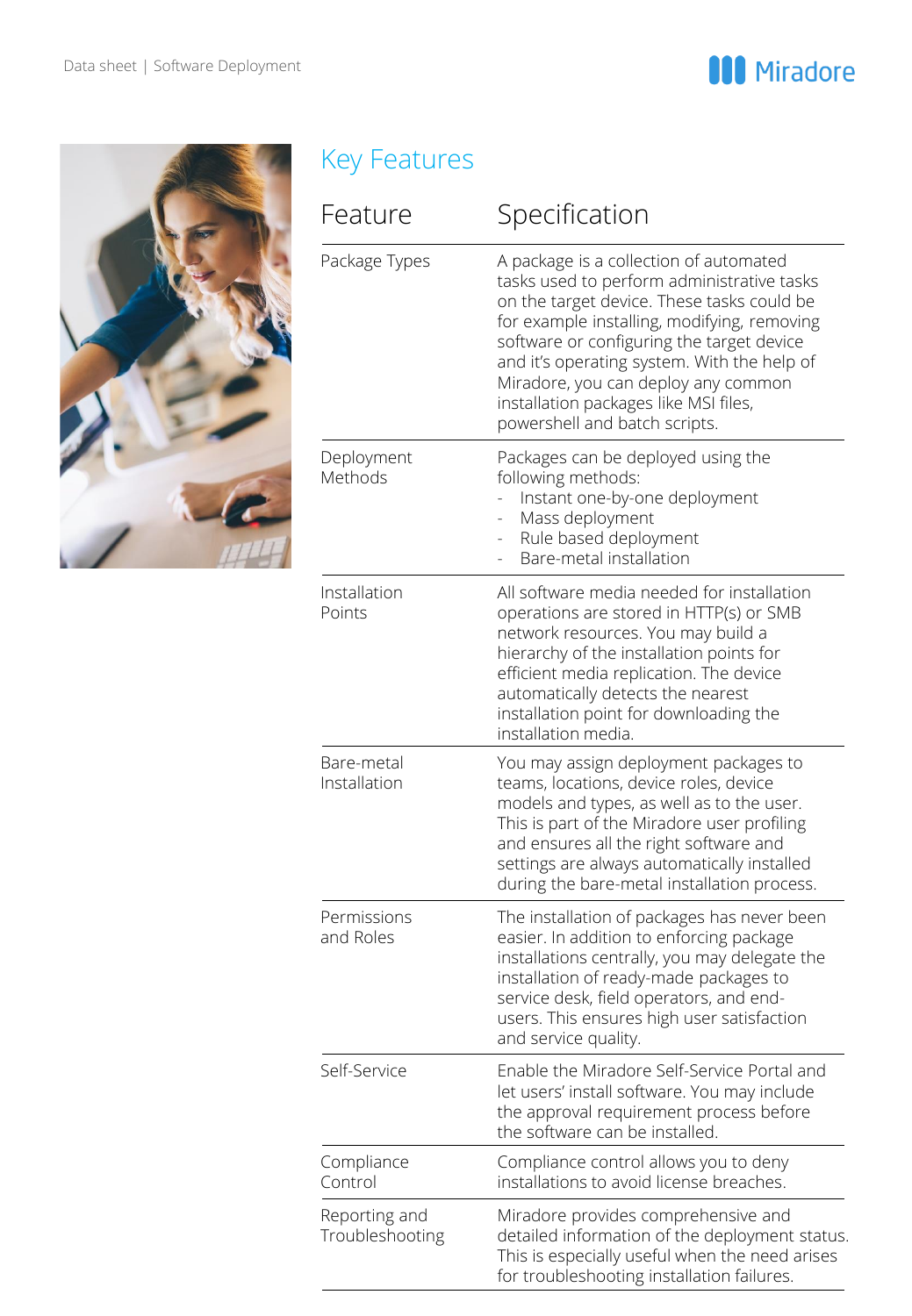## Key Features

| Feature | Specification |
|---|---|
| Package Types | A package is a collection of automated tasks used to perform administrative tasks on the target device. These tasks could be for example installing, modifying, removing software or configuring the target device and it's operating system. With the help of Miradore, you can deploy any common installation packages like MSI files, powershell and batch scripts. |
| Deployment Methods | Packages can be deployed using the following methods:<br>- Instant one-by-one deployment<br>- Mass deployment<br>- Rule based deployment<br>- Bare-metal installation |
| Installation Points | All software media needed for installation operations are stored in HTTP(s) or SMB network resources. You may build a hierarchy of the installation points for efficient media replication. The device automatically detects the nearest installation point for downloading the installation media. |
| Bare-metal Installation | You may assign deployment packages to teams, locations, device roles, device models and types, as well as to the user. This is part of the Miradore user profiling and ensures all the right software and settings are always automatically installed during the bare-metal installation process. |
| Permissions and Roles | The installation of packages has never been easier. In addition to enforcing package installations centrally, you may delegate the installation of ready-made packages to service desk, field operators, and end-users. This ensures high user satisfaction and service quality. |
| Self-Service | Enable the Miradore Self-Service Portal and let users' install software. You may include the approval requirement process before the software can be installed. |
| Compliance Control | Compliance control allows you to deny installations to avoid license breaches. |
| Reporting and Troubleshooting | Miradore provides comprehensive and detailed information of the deployment status. This is especially useful when the need arises for troubleshooting installation failures. |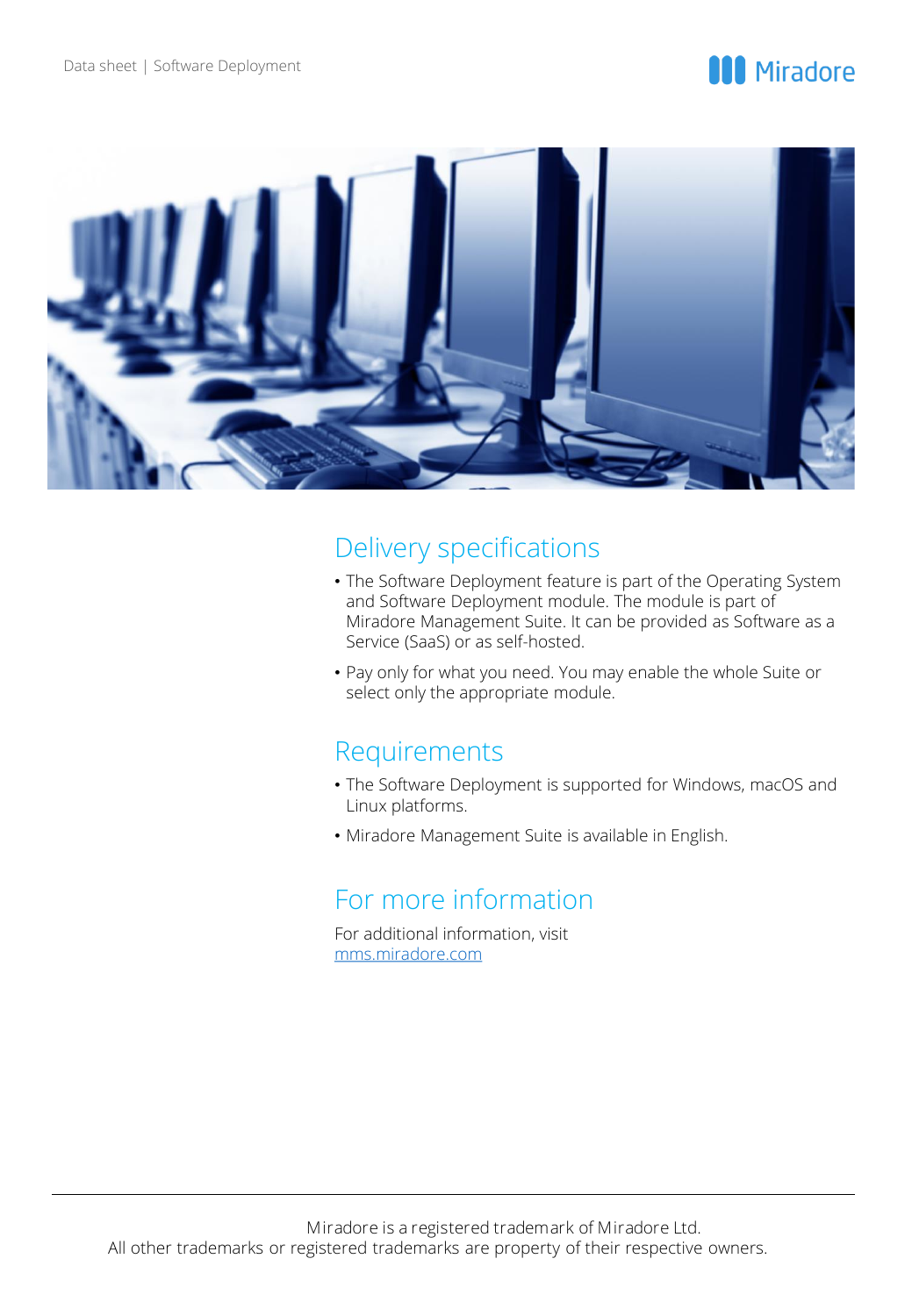## Delivery specifications

- The Software Deployment feature is part of the Operating System and Software Deployment module. The module is part of Miradore Management Suite. It can be provided as Software as a Service (SaaS) or as self-hosted.
- Pay only for what you need. You may enable the whole Suite or select only the appropriate module.

## Requirements

- The Software Deployment is supported for Windows, macOS and Linux platforms.
- Miradore Management Suite is available in English.

## For more information

For additional information, visit [mms.miradore.com](mms.miradore.com)

---

Miradore is a registered trademark of Miradore Ltd.
All other trademarks or registered trademarks are property of their respective owners.